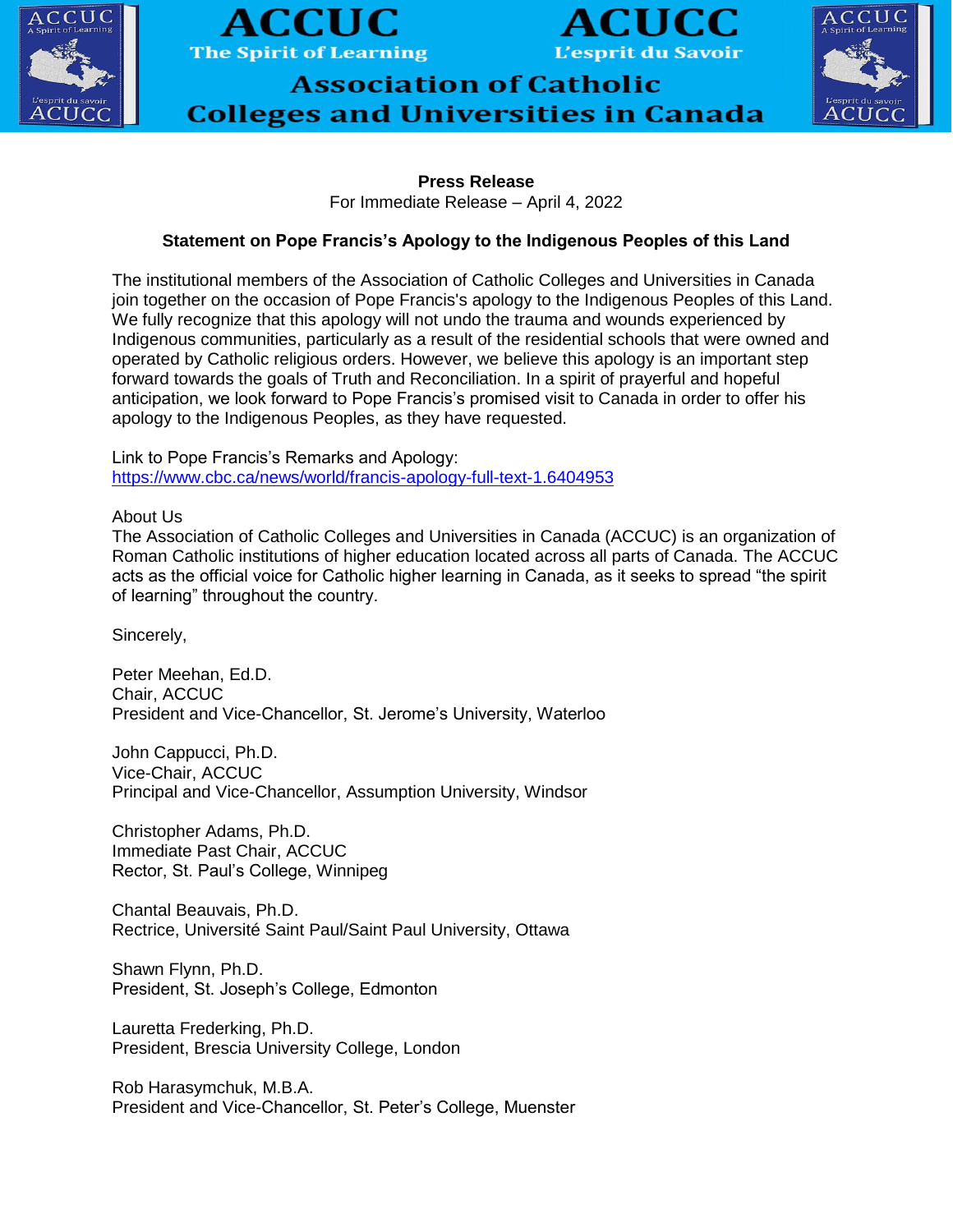# ACCUC
## The Spirit of Learning

# ACUCC
## L'esprit du Savoir

## Association of Catholic Colleges and Universities in Canada

**Press Release**
For Immediate Release – April 4, 2022

**Statement on Pope Francis's Apology to the Indigenous Peoples of this Land**

The institutional members of the Association of Catholic Colleges and Universities in Canada join together on the occasion of Pope Francis's apology to the Indigenous Peoples of this Land. We fully recognize that this apology will not undo the trauma and wounds experienced by Indigenous communities, particularly as a result of the residential schools that were owned and operated by Catholic religious orders. However, we believe this apology is an important step forward towards the goals of Truth and Reconciliation. In a spirit of prayerful and hopeful anticipation, we look forward to Pope Francis's promised visit to Canada in order to offer his apology to the Indigenous Peoples, as they have requested.

Link to Pope Francis's Remarks and Apology:
https://www.cbc.ca/news/world/francis-apology-full-text-1.6404953

About Us
The Association of Catholic Colleges and Universities in Canada (ACCUC) is an organization of Roman Catholic institutions of higher education located across all parts of Canada. The ACCUC acts as the official voice for Catholic higher learning in Canada, as it seeks to spread "the spirit of learning" throughout the country.

Sincerely,

Peter Meehan, Ed.D.
Chair, ACCUC
President and Vice-Chancellor, St. Jerome's University, Waterloo

John Cappucci, Ph.D.
Vice-Chair, ACCUC
Principal and Vice-Chancellor, Assumption University, Windsor

Christopher Adams, Ph.D.
Immediate Past Chair, ACCUC
Rector, St. Paul's College, Winnipeg

Chantal Beauvais, Ph.D.
Rectrice, Université Saint Paul/Saint Paul University, Ottawa

Shawn Flynn, Ph.D.
President, St. Joseph's College, Edmonton

Lauretta Frederking, Ph.D.
President, Brescia University College, London

Rob Harasymchuk, M.B.A.
President and Vice-Chancellor, St. Peter's College, Muenster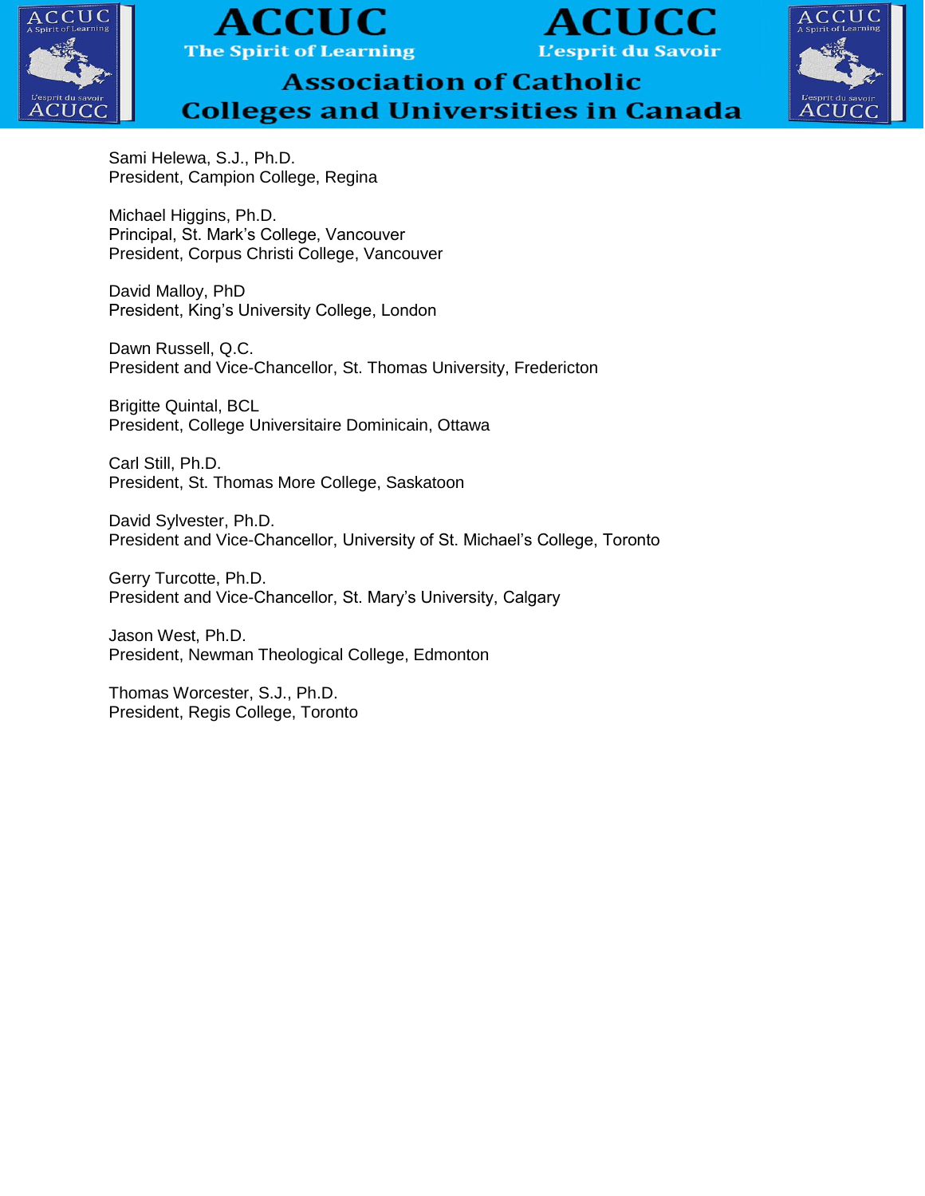Sami Helewa, S.J., Ph.D.
President, Campion College, Regina

Michael Higgins, Ph.D.
Principal, St. Mark's College, Vancouver
President, Corpus Christi College, Vancouver

David Malloy, PhD
President, King's University College, London

Dawn Russell, Q.C.
President and Vice-Chancellor, St. Thomas University, Fredericton

Brigitte Quintal, BCL
President, College Universitaire Dominicain, Ottawa

Carl Still, Ph.D.
President, St. Thomas More College, Saskatoon

David Sylvester, Ph.D.
President and Vice-Chancellor, University of St. Michael's College, Toronto

Gerry Turcotte, Ph.D.
President and Vice-Chancellor, St. Mary's University, Calgary

Jason West, Ph.D.
President, Newman Theological College, Edmonton

Thomas Worcester, S.J., Ph.D.
President, Regis College, Toronto